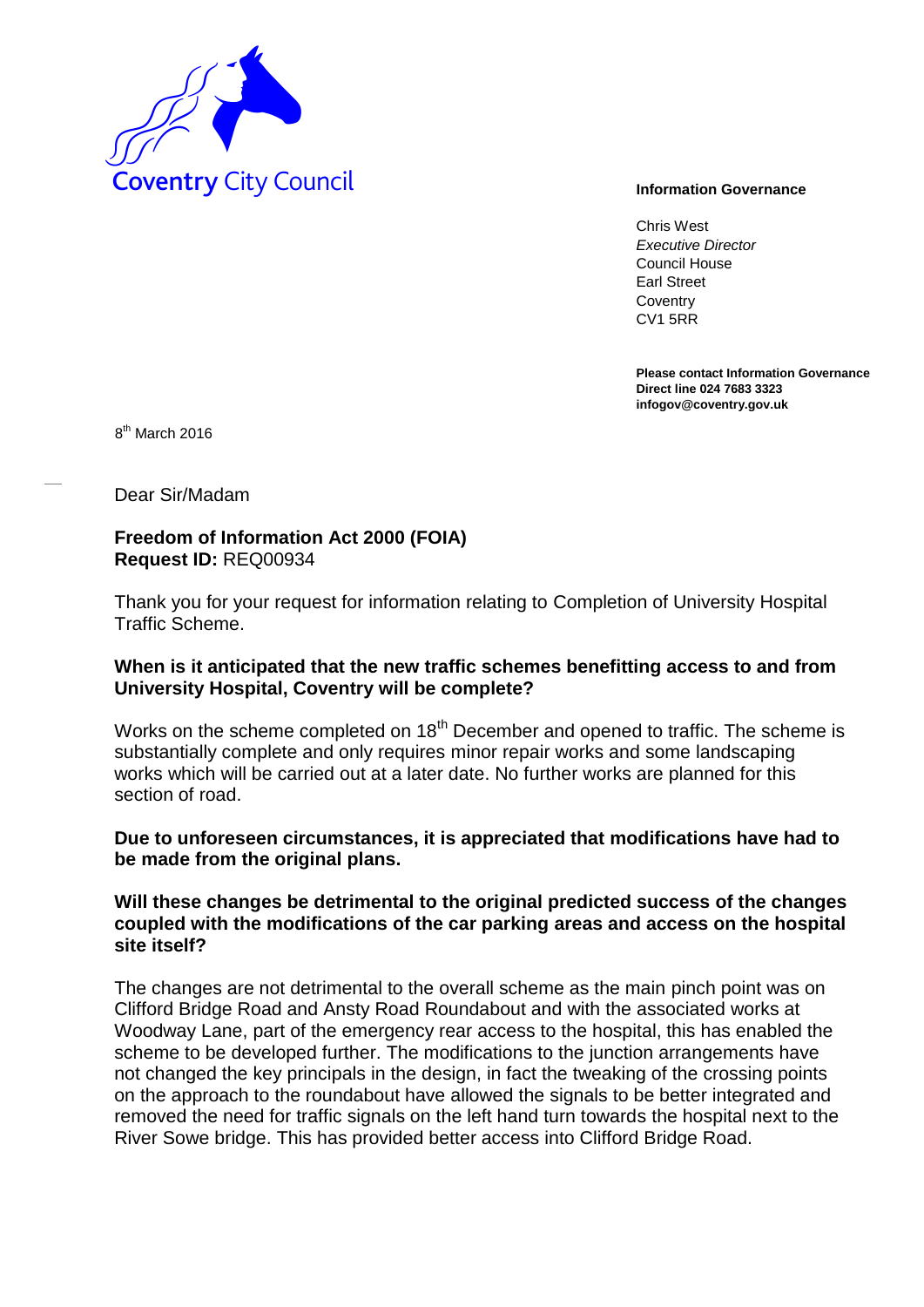Coventry City Council

**Information Governance**

Chris West
*Executive Director*
Council House
Earl Street
Coventry
CV1 5RR

**Please contact Information Governance**
**Direct line 024 7683 3323**
**infogov@coventry.gov.uk**

8th March 2016

Dear Sir/Madam

**Freedom of Information Act 2000 (FOIA)**
**Request ID:** REQ00934

Thank you for your request for information relating to Completion of University Hospital Traffic Scheme.

**When is it anticipated that the new traffic schemes benefitting access to and from University Hospital, Coventry will be complete?**

Works on the scheme completed on 18th December and opened to traffic. The scheme is substantially complete and only requires minor repair works and some landscaping works which will be carried out at a later date. No further works are planned for this section of road.

**Due to unforeseen circumstances, it is appreciated that modifications have had to be made from the original plans.**

**Will these changes be detrimental to the original predicted success of the changes coupled with the modifications of the car parking areas and access on the hospital site itself?**

The changes are not detrimental to the overall scheme as the main pinch point was on Clifford Bridge Road and Ansty Road Roundabout and with the associated works at Woodway Lane, part of the emergency rear access to the hospital, this has enabled the scheme to be developed further. The modifications to the junction arrangements have not changed the key principals in the design, in fact the tweaking of the crossing points on the approach to the roundabout have allowed the signals to be better integrated and removed the need for traffic signals on the left hand turn towards the hospital next to the River Sowe bridge. This has provided better access into Clifford Bridge Road.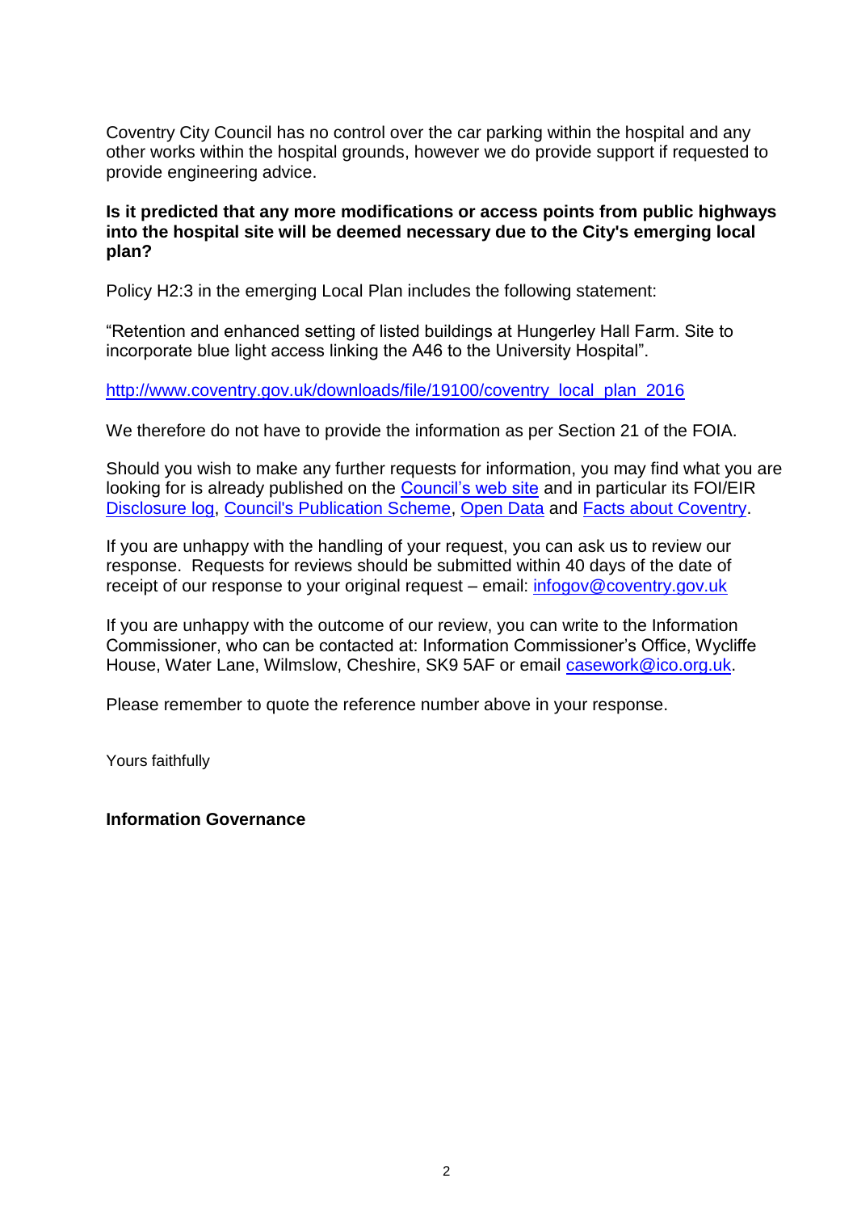Coventry City Council has no control over the car parking within the hospital and any other works within the hospital grounds, however we do provide support if requested to provide engineering advice.

**Is it predicted that any more modifications or access points from public highways into the hospital site will be deemed necessary due to the City's emerging local plan?**

Policy H2:3 in the emerging Local Plan includes the following statement:

"Retention and enhanced setting of listed buildings at Hungerley Hall Farm. Site to incorporate blue light access linking the A46 to the University Hospital".

[http://www.coventry.gov.uk/downloads/file/19100/coventry_local_plan_2016](http://www.coventry.gov.uk/downloads/file/19100/coventry_local_plan_2016)

We therefore do not have to provide the information as per Section 21 of the FOIA.

Should you wish to make any further requests for information, you may find what you are looking for is already published on the Council's web site and in particular its FOI/EIR Disclosure log, Council's Publication Scheme, Open Data and Facts about Coventry.

If you are unhappy with the handling of your request, you can ask us to review our response. Requests for reviews should be submitted within 40 days of the date of receipt of our response to your original request – email: infogov@coventry.gov.uk

If you are unhappy with the outcome of our review, you can write to the Information Commissioner, who can be contacted at: Information Commissioner's Office, Wycliffe House, Water Lane, Wilmslow, Cheshire, SK9 5AF or email casework@ico.org.uk.

Please remember to quote the reference number above in your response.

Yours faithfully

**Information Governance**